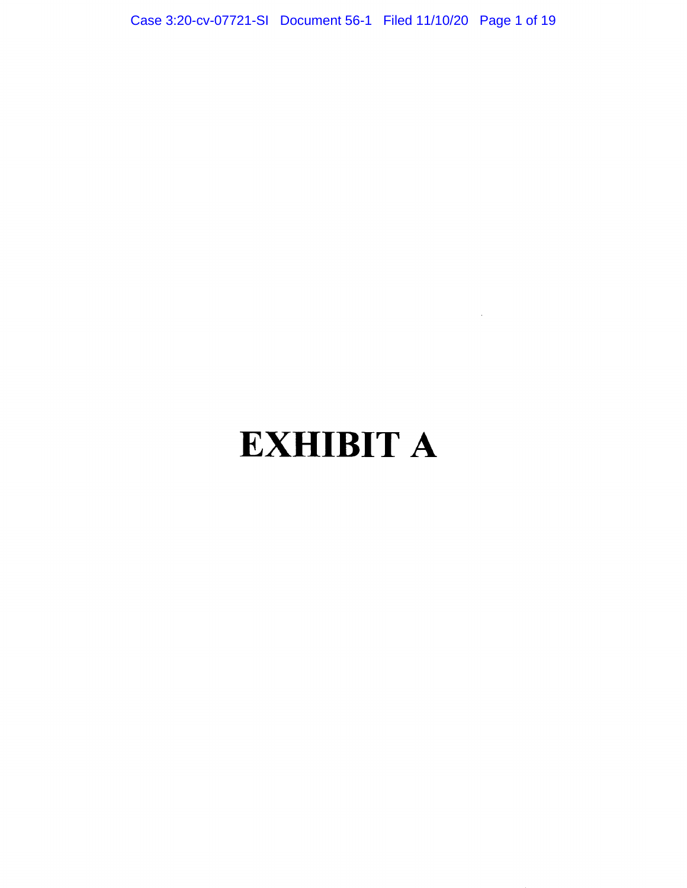# EXHIBIT A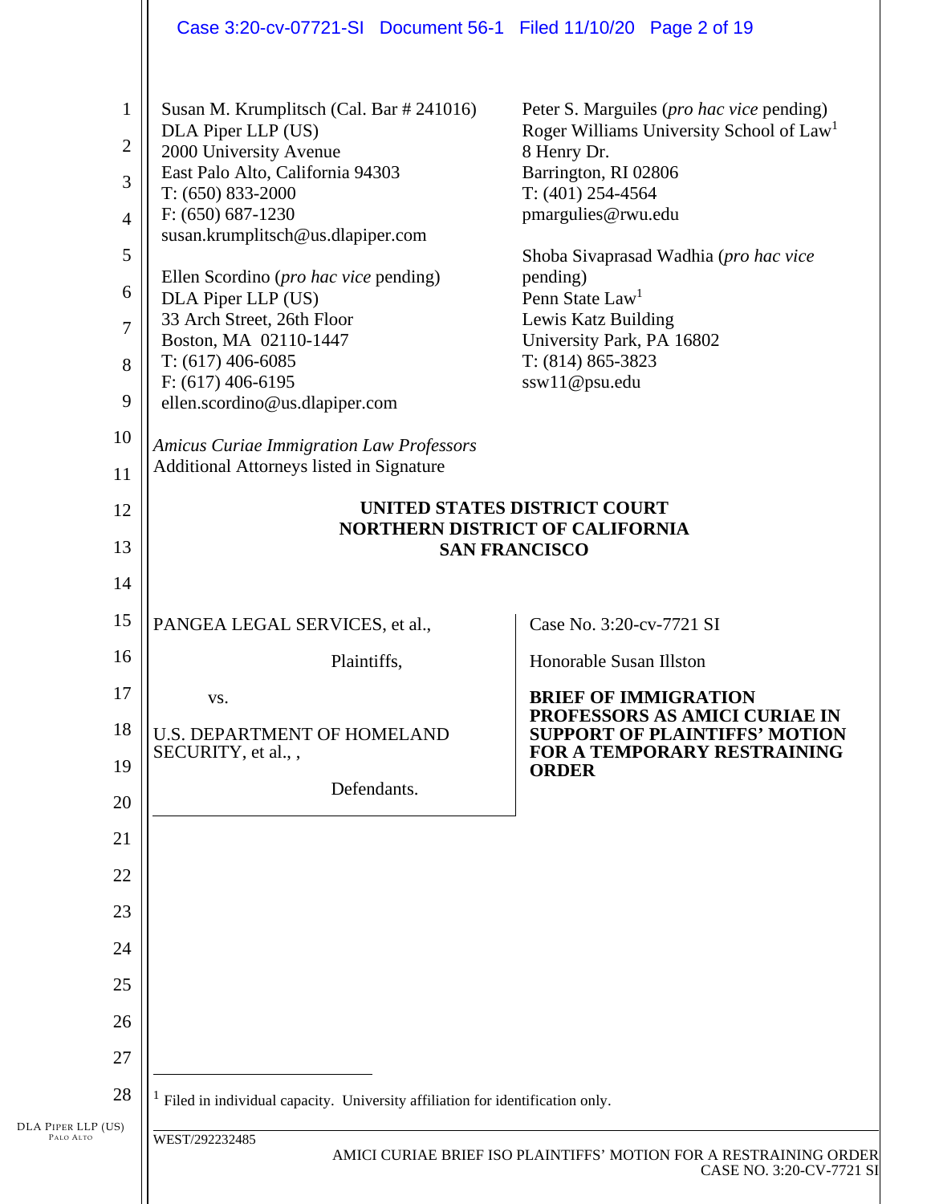Susan M. Krumplitsch (Cal. Bar # 241016)
DLA Piper LLP (US)
2000 University Avenue
East Palo Alto, California 94303
T: (650) 833-2000
F: (650) 687-1230
susan.krumplitsch@us.dlapiper.com

Ellen Scordino (*pro hac vice* pending)
DLA Piper LLP (US)
33 Arch Street, 26th Floor
Boston, MA 02110-1447
T: (617) 406-6085
F: (617) 406-6195
ellen.scordino@us.dlapiper.com

Peter S. Marguiles (*pro hac vice* pending)
Roger Williams University School of Law[1]
8 Henry Dr.
Barrington, RI 02806
T: (401) 254-4564
pmargulies@rwu.edu

Shoba Sivaprasad Wadhia (*pro hac vice* pending)
Penn State Law[1]
Lewis Katz Building
University Park, PA 16802
T: (814) 865-3823
ssw11@psu.edu

*Amicus Curiae Immigration Law Professors*
Additional Attorneys listed in Signature

**UNITED STATES DISTRICT COURT**
**NORTHERN DISTRICT OF CALIFORNIA**
**SAN FRANCISCO**

PANGEA LEGAL SERVICES, et al.,

Plaintiffs,

vs.

U.S. DEPARTMENT OF HOMELAND SECURITY, et al., ,

Defendants.

Case No. 3:20-cv-7721 SI

Honorable Susan Illston

**BRIEF OF IMMIGRATION PROFESSORS AS AMICI CURIAE IN SUPPORT OF PLAINTIFFS' MOTION FOR A TEMPORARY RESTRAINING ORDER**

---

[1] Filed in individual capacity. University affiliation for identification only.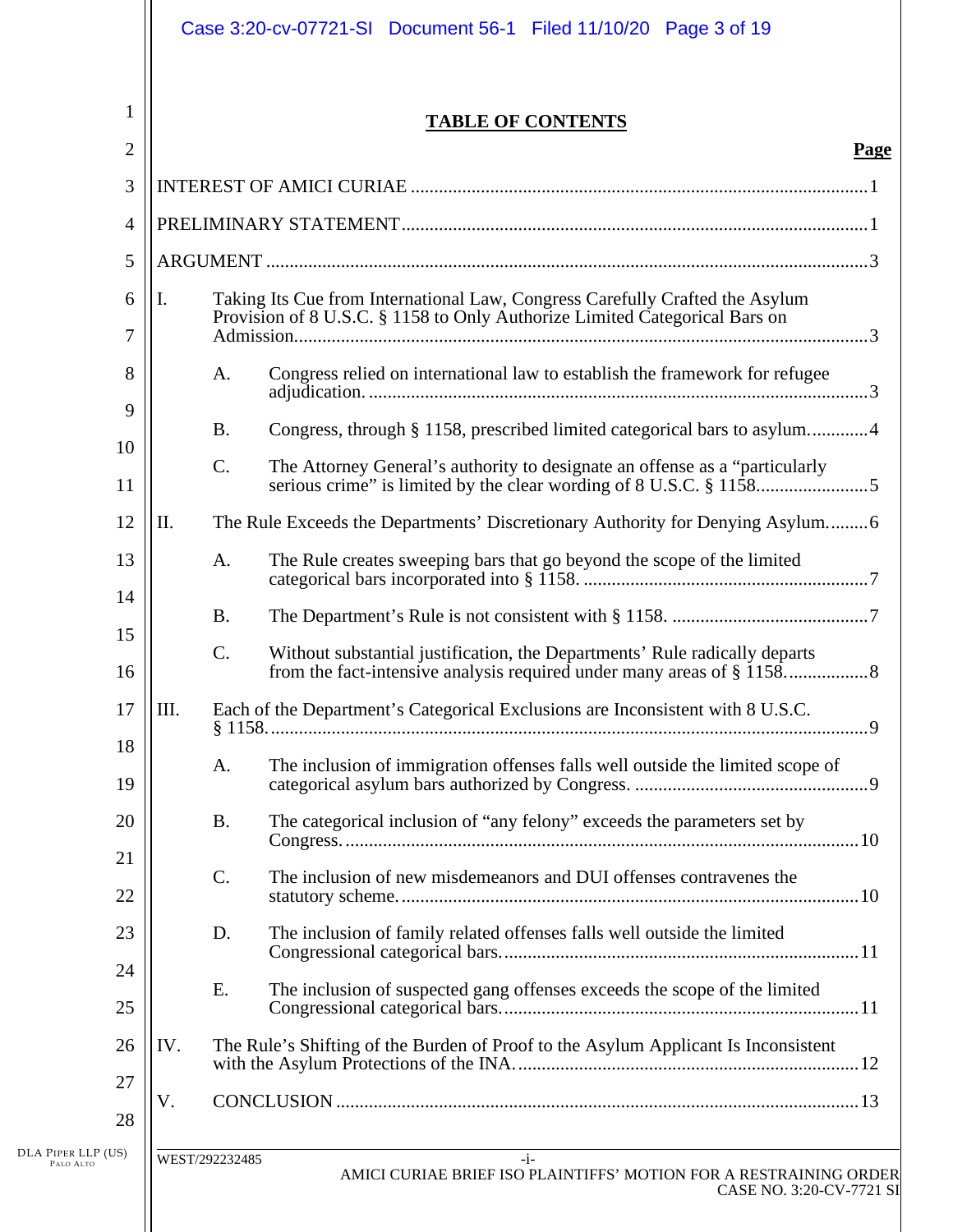# TABLE OF CONTENTS

**Page**

INTEREST OF AMICI CURIAE ........................................................................................ 1

PRELIMINARY STATEMENT ........................................................................................ 1

ARGUMENT ....................................................................................................................... 3

I. Taking Its Cue from International Law, Congress Carefully Crafted the Asylum Provision of 8 U.S.C. § 1158 to Only Authorize Limited Categorical Bars on Admission ........................................................................................................................ 3

   A. Congress relied on international law to establish the framework for refugee adjudication. ........................................................................................................ 3

   B. Congress, through § 1158, prescribed limited categorical bars to asylum. ............ 4

   C. The Attorney General's authority to designate an offense as a "particularly serious crime" is limited by the clear wording of 8 U.S.C. § 1158 ........................ 5

II. The Rule Exceeds the Departments' Discretionary Authority for Denying Asylum. ........ 6

   A. The Rule creates sweeping bars that go beyond the scope of the limited categorical bars incorporated into § 1158. ............................................................ 7

   B. The Department's Rule is not consistent with § 1158. .......................................... 7

   C. Without substantial justification, the Departments' Rule radically departs from the fact-intensive analysis required under many areas of § 1158. ................ 8

III. Each of the Department's Categorical Exclusions are Inconsistent with 8 U.S.C. § 1158. ................................................................................................................................ 9

   A. The inclusion of immigration offenses falls well outside the limited scope of categorical asylum bars authorized by Congress. ................................................. 9

   B. The categorical inclusion of "any felony" exceeds the parameters set by Congress. ............................................................................................................... 10

   C. The inclusion of new misdemeanors and DUI offenses contravenes the statutory scheme. .................................................................................................. 10

   D. The inclusion of family related offenses falls well outside the limited Congressional categorical bars. ........................................................................... 11

   E. The inclusion of suspected gang offenses exceeds the scope of the limited Congressional categorical bars. ........................................................................... 11

IV. The Rule's Shifting of the Burden of Proof to the Asylum Applicant Is Inconsistent with the Asylum Protections of the INA. ........................................................................ 12

V. CONCLUSION ............................................................................................................... 13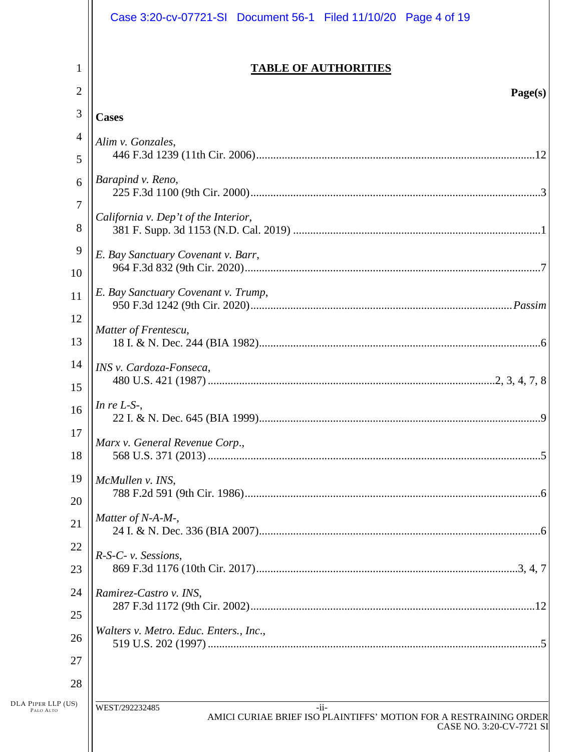# TABLE OF AUTHORITIES

**Page(s)**

**Cases**

*Alim v. Gonzales*,
446 F.3d 1239 (11th Cir. 2006) ........ 12

*Barapind v. Reno*,
225 F.3d 1100 (9th Cir. 2000) ........ 3

*California v. Dep't of the Interior*,
381 F. Supp. 3d 1153 (N.D. Cal. 2019) ........ 1

*E. Bay Sanctuary Covenant v. Barr*,
964 F.3d 832 (9th Cir. 2020) ........ 7

*E. Bay Sanctuary Covenant v. Trump*,
950 F.3d 1242 (9th Cir. 2020) ........ *Passim*

*Matter of Frentescu*,
18 I. & N. Dec. 244 (BIA 1982) ........ 6

*INS v. Cardoza-Fonseca*,
480 U.S. 421 (1987) ........ 2, 3, 4, 7, 8

*In re L-S-*,
22 I. & N. Dec. 645 (BIA 1999) ........ 9

*Marx v. General Revenue Corp.*,
568 U.S. 371 (2013) ........ 5

*McMullen v. INS*,
788 F.2d 591 (9th Cir. 1986) ........ 6

*Matter of N-A-M-*,
24 I. & N. Dec. 336 (BIA 2007) ........ 6

*R-S-C- v. Sessions*,
869 F.3d 1176 (10th Cir. 2017) ........ 3, 4, 7

*Ramirez-Castro v. INS*,
287 F.3d 1172 (9th Cir. 2002) ........ 12

*Walters v. Metro. Educ. Enters., Inc.*,
519 U.S. 202 (1997) ........ 5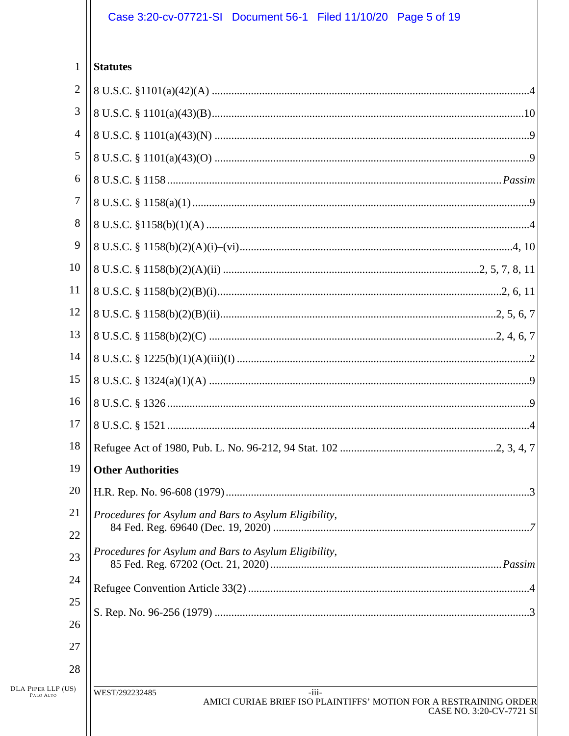**Statutes**

8 U.S.C. §1101(a)(42)(A) .................................................................................................4

8 U.S.C. § 1101(a)(43)(B)...............................................................................................10

8 U.S.C. § 1101(a)(43)(N) .................................................................................................9

8 U.S.C. § 1101(a)(43)(O) .................................................................................................9

8 U.S.C. § 1158 .......................................................................................................*Passim*

8 U.S.C. § 1158(a)(1) ..........................................................................................................9

8 U.S.C. §1158(b)(1)(A) .....................................................................................................4

8 U.S.C. § 1158(b)(2)(A)(i)–(vi)....................................................................................4, 10

8 U.S.C. § 1158(b)(2)(A)(ii) ...........................................................................2, 5, 7, 8, 11

8 U.S.C. § 1158(b)(2)(B)(i)...................................................................................2, 6, 11

8 U.S.C. § 1158(b)(2)(B)(ii)...............................................................................2, 5, 6, 7

8 U.S.C. § 1158(b)(2)(C) ..................................................................................2, 4, 6, 7

8 U.S.C. § 1225(b)(1)(A)(iii)(I) ..........................................................................................2

8 U.S.C. § 1324(a)(1)(A) ....................................................................................................9

8 U.S.C. § 1326 ..................................................................................................................9

8 U.S.C. § 1521 ..................................................................................................................4

Refugee Act of 1980, Pub. L. No. 96-212, 94 Stat. 102 ......................................2, 3, 4, 7

**Other Authorities**

H.R. Rep. No. 96-608 (1979)..............................................................................................3

*Procedures for Asylum and Bars to Asylum Eligibility*,
84 Fed. Reg. 69640 (Dec. 19, 2020) ...........................................................................*7*

*Procedures for Asylum and Bars to Asylum Eligibility*,
85 Fed. Reg. 67202 (Oct. 21, 2020)......................................................................*Passim*

Refugee Convention Article 33(2) ......................................................................................4

S. Rep. No. 96-256 (1979) ..................................................................................................3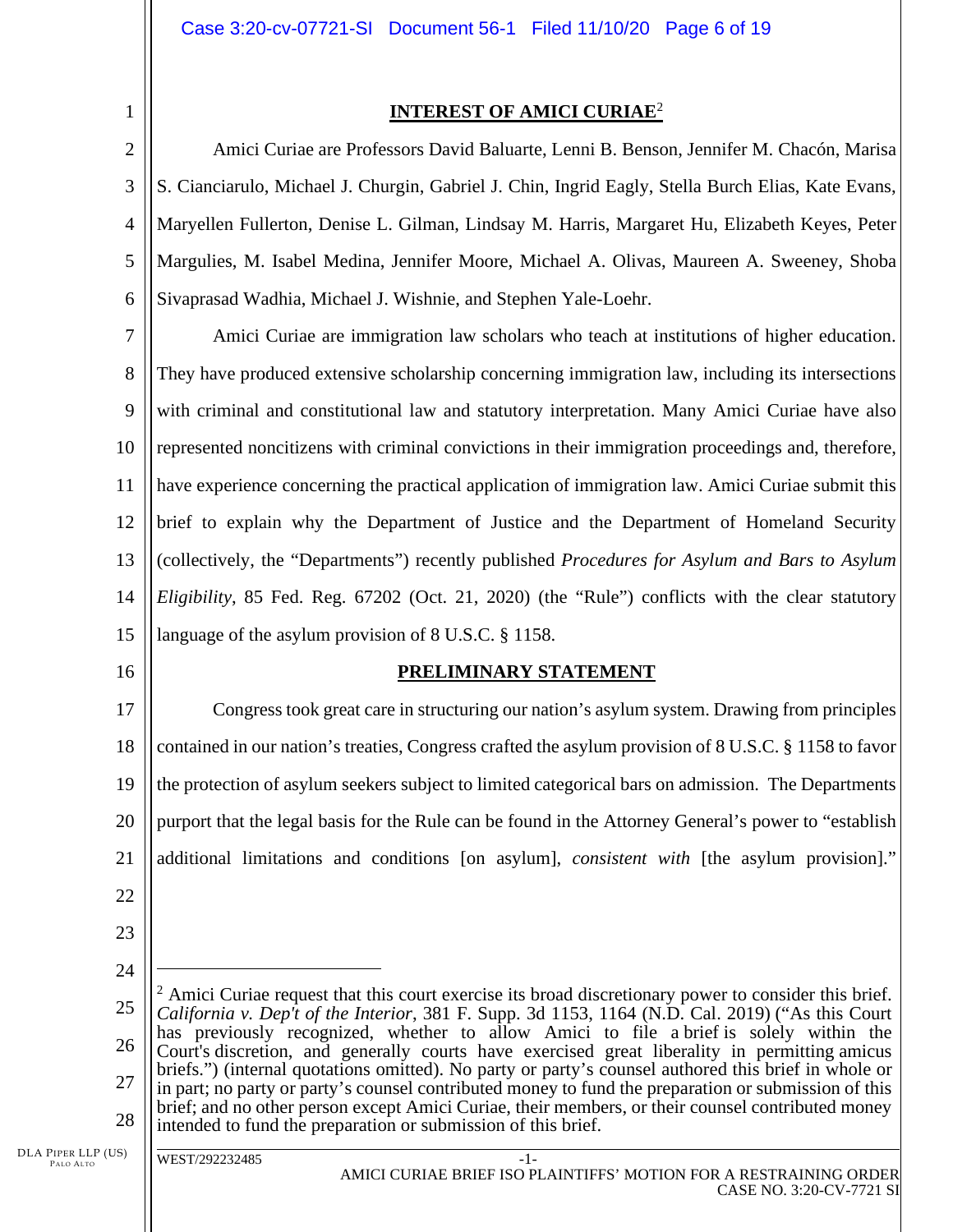## INTEREST OF AMICI CURIAE[2]

Amici Curiae are Professors David Baluarte, Lenni B. Benson, Jennifer M. Chacón, Marisa S. Cianciarulo, Michael J. Churgin, Gabriel J. Chin, Ingrid Eagly, Stella Burch Elias, Kate Evans, Maryellen Fullerton, Denise L. Gilman, Lindsay M. Harris, Margaret Hu, Elizabeth Keyes, Peter Margulies, M. Isabel Medina, Jennifer Moore, Michael A. Olivas, Maureen A. Sweeney, Shoba Sivaprasad Wadhia, Michael J. Wishnie, and Stephen Yale-Loehr.

Amici Curiae are immigration law scholars who teach at institutions of higher education. They have produced extensive scholarship concerning immigration law, including its intersections with criminal and constitutional law and statutory interpretation. Many Amici Curiae have also represented noncitizens with criminal convictions in their immigration proceedings and, therefore, have experience concerning the practical application of immigration law. Amici Curiae submit this brief to explain why the Department of Justice and the Department of Homeland Security (collectively, the "Departments") recently published *Procedures for Asylum and Bars to Asylum Eligibility*, 85 Fed. Reg. 67202 (Oct. 21, 2020) (the "Rule") conflicts with the clear statutory language of the asylum provision of 8 U.S.C. § 1158.

## PRELIMINARY STATEMENT

Congress took great care in structuring our nation's asylum system. Drawing from principles contained in our nation's treaties, Congress crafted the asylum provision of 8 U.S.C. § 1158 to favor the protection of asylum seekers subject to limited categorical bars on admission. The Departments purport that the legal basis for the Rule can be found in the Attorney General's power to "establish additional limitations and conditions [on asylum], *consistent with* [the asylum provision]."

---

[2] Amici Curiae request that this court exercise its broad discretionary power to consider this brief. *California v. Dep't of the Interior*, 381 F. Supp. 3d 1153, 1164 (N.D. Cal. 2019) ("As this Court has previously recognized, whether to allow Amici to file a brief is solely within the Court's discretion, and generally courts have exercised great liberality in permitting amicus briefs.") (internal quotations omitted). No party or party's counsel authored this brief in whole or in part; no party or party's counsel contributed money to fund the preparation or submission of this brief; and no other person except Amici Curiae, their members, or their counsel contributed money intended to fund the preparation or submission of this brief.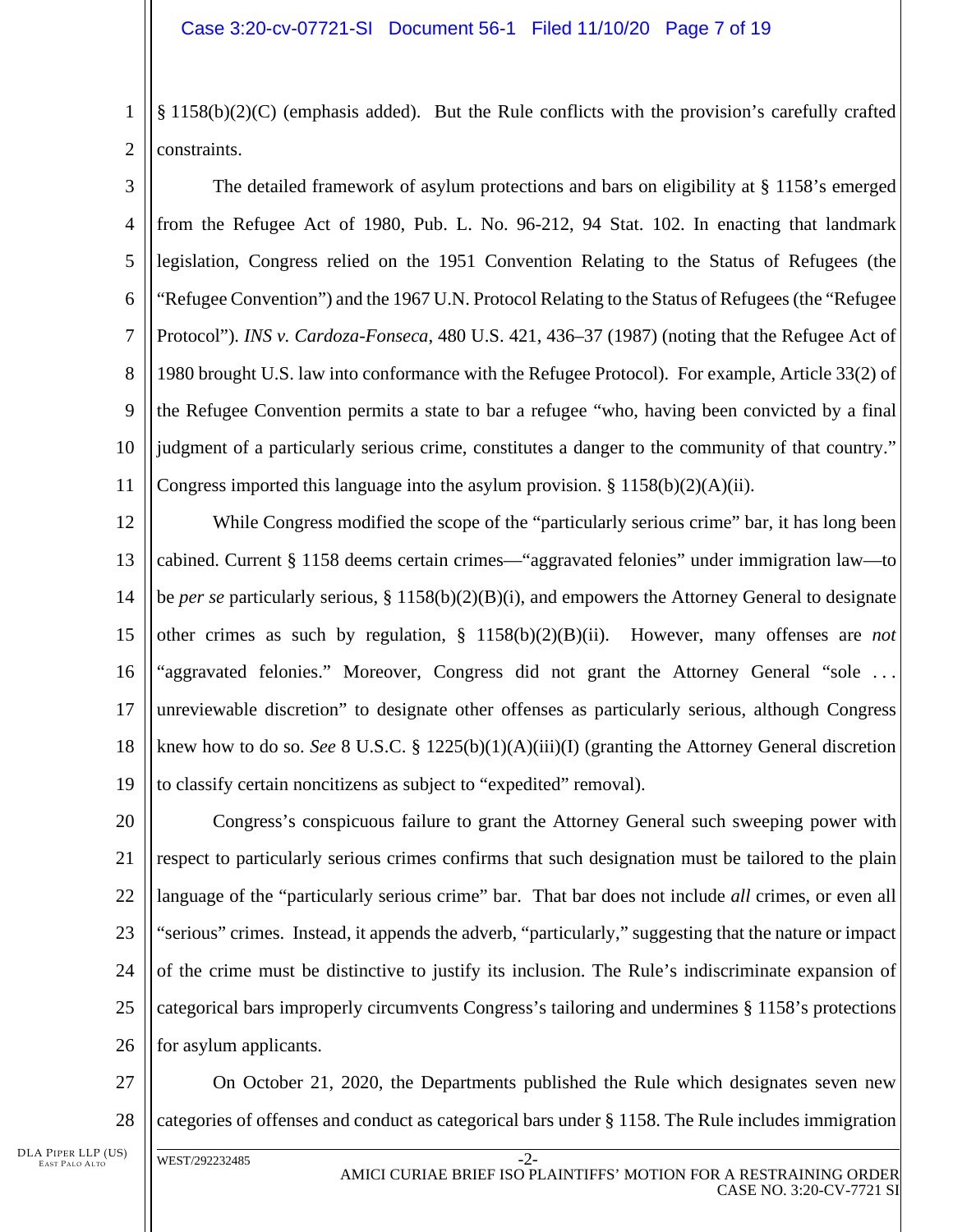§ 1158(b)(2)(C) (emphasis added). But the Rule conflicts with the provision's carefully crafted constraints.

The detailed framework of asylum protections and bars on eligibility at § 1158's emerged from the Refugee Act of 1980, Pub. L. No. 96-212, 94 Stat. 102. In enacting that landmark legislation, Congress relied on the 1951 Convention Relating to the Status of Refugees (the "Refugee Convention") and the 1967 U.N. Protocol Relating to the Status of Refugees (the "Refugee Protocol"). *INS v. Cardoza-Fonseca*, 480 U.S. 421, 436–37 (1987) (noting that the Refugee Act of 1980 brought U.S. law into conformance with the Refugee Protocol). For example, Article 33(2) of the Refugee Convention permits a state to bar a refugee "who, having been convicted by a final judgment of a particularly serious crime, constitutes a danger to the community of that country." Congress imported this language into the asylum provision. § 1158(b)(2)(A)(ii).

While Congress modified the scope of the "particularly serious crime" bar, it has long been cabined. Current § 1158 deems certain crimes—"aggravated felonies" under immigration law—to be *per se* particularly serious, § 1158(b)(2)(B)(i), and empowers the Attorney General to designate other crimes as such by regulation, § 1158(b)(2)(B)(ii). However, many offenses are *not* "aggravated felonies." Moreover, Congress did not grant the Attorney General "sole . . . unreviewable discretion" to designate other offenses as particularly serious, although Congress knew how to do so. *See* 8 U.S.C. § 1225(b)(1)(A)(iii)(I) (granting the Attorney General discretion to classify certain noncitizens as subject to "expedited" removal).

Congress's conspicuous failure to grant the Attorney General such sweeping power with respect to particularly serious crimes confirms that such designation must be tailored to the plain language of the "particularly serious crime" bar. That bar does not include *all* crimes, or even all "serious" crimes. Instead, it appends the adverb, "particularly," suggesting that the nature or impact of the crime must be distinctive to justify its inclusion. The Rule's indiscriminate expansion of categorical bars improperly circumvents Congress's tailoring and undermines § 1158's protections for asylum applicants.

On October 21, 2020, the Departments published the Rule which designates seven new categories of offenses and conduct as categorical bars under § 1158. The Rule includes immigration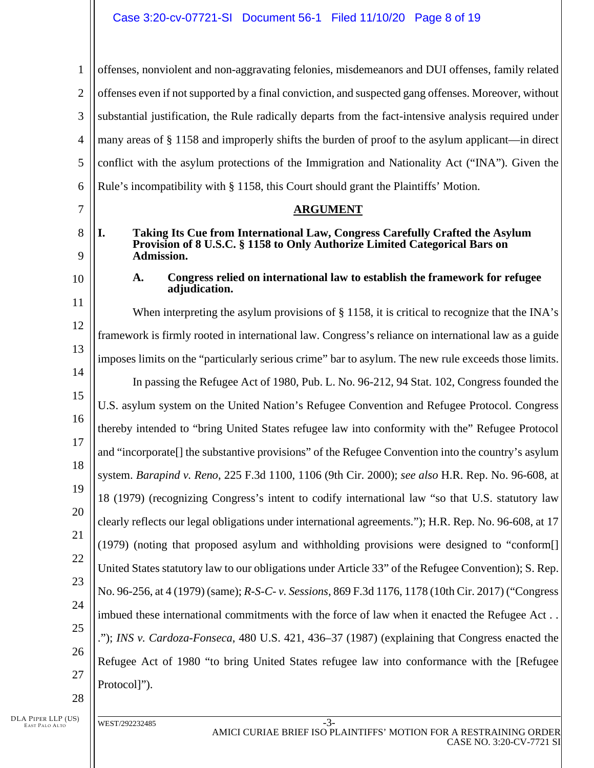offenses, nonviolent and non-aggravating felonies, misdemeanors and DUI offenses, family related offenses even if not supported by a final conviction, and suspected gang offenses. Moreover, without substantial justification, the Rule radically departs from the fact-intensive analysis required under many areas of § 1158 and improperly shifts the burden of proof to the asylum applicant—in direct conflict with the asylum protections of the Immigration and Nationality Act ("INA"). Given the Rule's incompatibility with § 1158, this Court should grant the Plaintiffs' Motion.

## ARGUMENT

### I. Taking Its Cue from International Law, Congress Carefully Crafted the Asylum Provision of 8 U.S.C. § 1158 to Only Authorize Limited Categorical Bars on Admission.

#### A. Congress relied on international law to establish the framework for refugee adjudication.

When interpreting the asylum provisions of § 1158, it is critical to recognize that the INA's framework is firmly rooted in international law. Congress's reliance on international law as a guide imposes limits on the "particularly serious crime" bar to asylum. The new rule exceeds those limits.

In passing the Refugee Act of 1980, Pub. L. No. 96-212, 94 Stat. 102, Congress founded the U.S. asylum system on the United Nation's Refugee Convention and Refugee Protocol. Congress thereby intended to "bring United States refugee law into conformity with the" Refugee Protocol and "incorporate[] the substantive provisions" of the Refugee Convention into the country's asylum system. *Barapind v. Reno*, 225 F.3d 1100, 1106 (9th Cir. 2000); *see also* H.R. Rep. No. 96-608, at 18 (1979) (recognizing Congress's intent to codify international law "so that U.S. statutory law clearly reflects our legal obligations under international agreements."); H.R. Rep. No. 96-608, at 17 (1979) (noting that proposed asylum and withholding provisions were designed to "conform[] United States statutory law to our obligations under Article 33" of the Refugee Convention); S. Rep. No. 96-256, at 4 (1979) (same); *R-S-C- v. Sessions*, 869 F.3d 1176, 1178 (10th Cir. 2017) ("Congress imbued these international commitments with the force of law when it enacted the Refugee Act . . ."); *INS v. Cardoza-Fonseca*, 480 U.S. 421, 436–37 (1987) (explaining that Congress enacted the Refugee Act of 1980 "to bring United States refugee law into conformance with the [Refugee Protocol]").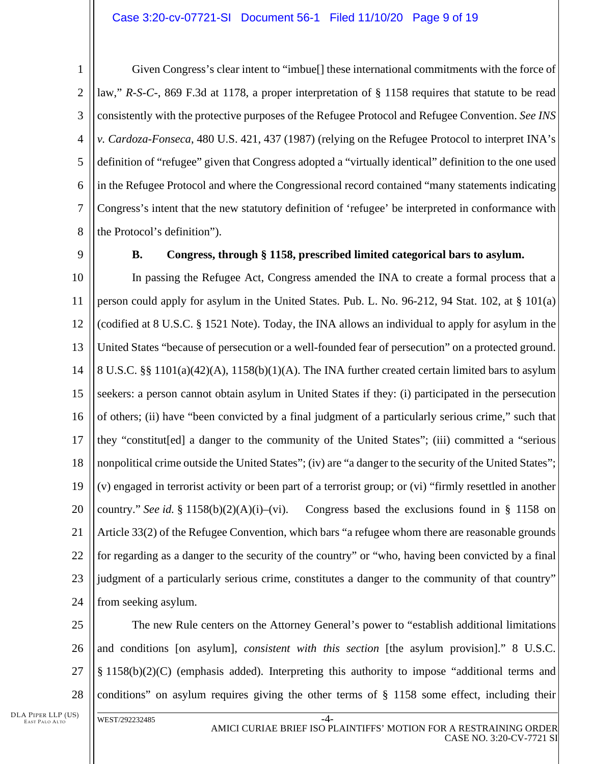Given Congress's clear intent to "imbue[] these international commitments with the force of law," *R-S-C-*, 869 F.3d at 1178, a proper interpretation of § 1158 requires that statute to be read consistently with the protective purposes of the Refugee Protocol and Refugee Convention. *See INS v. Cardoza-Fonseca*, 480 U.S. 421, 437 (1987) (relying on the Refugee Protocol to interpret INA's definition of "refugee" given that Congress adopted a "virtually identical" definition to the one used in the Refugee Protocol and where the Congressional record contained "many statements indicating Congress's intent that the new statutory definition of 'refugee' be interpreted in conformance with the Protocol's definition").

### B. Congress, through § 1158, prescribed limited categorical bars to asylum.

In passing the Refugee Act, Congress amended the INA to create a formal process that a person could apply for asylum in the United States. Pub. L. No. 96-212, 94 Stat. 102, at § 101(a) (codified at 8 U.S.C. § 1521 Note). Today, the INA allows an individual to apply for asylum in the United States "because of persecution or a well-founded fear of persecution" on a protected ground. 8 U.S.C. §§ 1101(a)(42)(A), 1158(b)(1)(A). The INA further created certain limited bars to asylum seekers: a person cannot obtain asylum in United States if they: (i) participated in the persecution of others; (ii) have "been convicted by a final judgment of a particularly serious crime," such that they "constitut[ed] a danger to the community of the United States"; (iii) committed a "serious nonpolitical crime outside the United States"; (iv) are "a danger to the security of the United States"; (v) engaged in terrorist activity or been part of a terrorist group; or (vi) "firmly resettled in another country." *See id.* § 1158(b)(2)(A)(i)–(vi). Congress based the exclusions found in § 1158 on Article 33(2) of the Refugee Convention, which bars "a refugee whom there are reasonable grounds for regarding as a danger to the security of the country" or "who, having been convicted by a final judgment of a particularly serious crime, constitutes a danger to the community of that country" from seeking asylum.

The new Rule centers on the Attorney General's power to "establish additional limitations and conditions [on asylum], *consistent with this section* [the asylum provision]." 8 U.S.C. § 1158(b)(2)(C) (emphasis added). Interpreting this authority to impose "additional terms and conditions" on asylum requires giving the other terms of § 1158 some effect, including their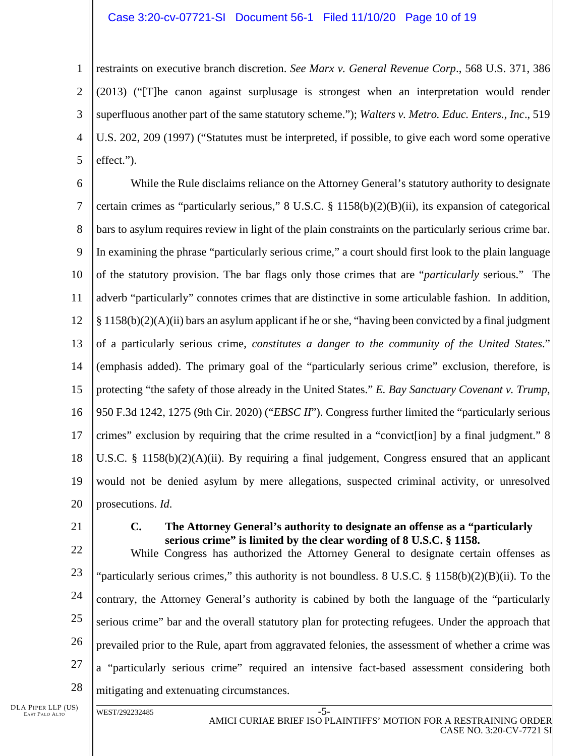restraints on executive branch discretion. *See Marx v. General Revenue Corp*., 568 U.S. 371, 386 (2013) ("[T]he canon against surplusage is strongest when an interpretation would render superfluous another part of the same statutory scheme."); *Walters v. Metro. Educ. Enters., Inc*., 519 U.S. 202, 209 (1997) ("Statutes must be interpreted, if possible, to give each word some operative effect.").

While the Rule disclaims reliance on the Attorney General's statutory authority to designate certain crimes as "particularly serious," 8 U.S.C. § 1158(b)(2)(B)(ii), its expansion of categorical bars to asylum requires review in light of the plain constraints on the particularly serious crime bar. In examining the phrase "particularly serious crime," a court should first look to the plain language of the statutory provision. The bar flags only those crimes that are "*particularly* serious." The adverb "particularly" connotes crimes that are distinctive in some articulable fashion. In addition, § 1158(b)(2)(A)(ii) bars an asylum applicant if he or she, "having been convicted by a final judgment of a particularly serious crime, *constitutes a danger to the community of the United States*." (emphasis added). The primary goal of the "particularly serious crime" exclusion, therefore, is protecting "the safety of those already in the United States." *E. Bay Sanctuary Covenant v. Trump*, 950 F.3d 1242, 1275 (9th Cir. 2020) ("*EBSC II*"). Congress further limited the "particularly serious crimes" exclusion by requiring that the crime resulted in a "convict[ion] by a final judgment." 8 U.S.C. § 1158(b)(2)(A)(ii). By requiring a final judgement, Congress ensured that an applicant would not be denied asylum by mere allegations, suspected criminal activity, or unresolved prosecutions. *Id.*

### C. The Attorney General's authority to designate an offense as a "particularly serious crime" is limited by the clear wording of 8 U.S.C. § 1158.

While Congress has authorized the Attorney General to designate certain offenses as "particularly serious crimes," this authority is not boundless. 8 U.S.C. § 1158(b)(2)(B)(ii). To the contrary, the Attorney General's authority is cabined by both the language of the "particularly serious crime" bar and the overall statutory plan for protecting refugees. Under the approach that prevailed prior to the Rule, apart from aggravated felonies, the assessment of whether a crime was a "particularly serious crime" required an intensive fact-based assessment considering both mitigating and extenuating circumstances.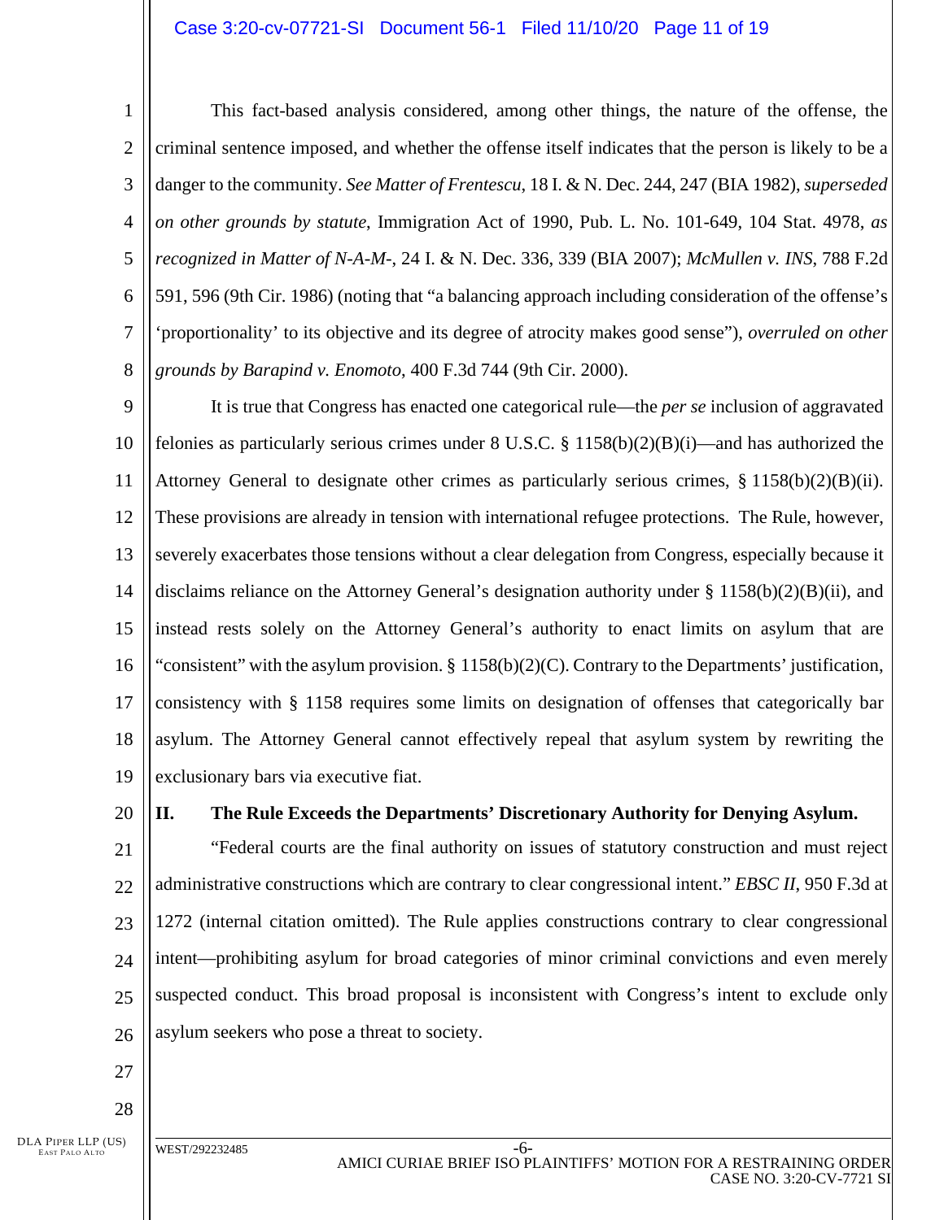This fact-based analysis considered, among other things, the nature of the offense, the criminal sentence imposed, and whether the offense itself indicates that the person is likely to be a danger to the community. *See Matter of Frentescu*, 18 I. & N. Dec. 244, 247 (BIA 1982), *superseded on other grounds by statute*, Immigration Act of 1990, Pub. L. No. 101-649, 104 Stat. 4978, *as recognized in Matter of N-A-M-*, 24 I. & N. Dec. 336, 339 (BIA 2007); *McMullen v. INS*, 788 F.2d 591, 596 (9th Cir. 1986) (noting that "a balancing approach including consideration of the offense's 'proportionality' to its objective and its degree of atrocity makes good sense"), *overruled on other grounds by Barapind v. Enomoto*, 400 F.3d 744 (9th Cir. 2000).

It is true that Congress has enacted one categorical rule—the *per se* inclusion of aggravated felonies as particularly serious crimes under 8 U.S.C. § 1158(b)(2)(B)(i)—and has authorized the Attorney General to designate other crimes as particularly serious crimes, § 1158(b)(2)(B)(ii). These provisions are already in tension with international refugee protections. The Rule, however, severely exacerbates those tensions without a clear delegation from Congress, especially because it disclaims reliance on the Attorney General's designation authority under § 1158(b)(2)(B)(ii), and instead rests solely on the Attorney General's authority to enact limits on asylum that are "consistent" with the asylum provision. § 1158(b)(2)(C). Contrary to the Departments' justification, consistency with § 1158 requires some limits on designation of offenses that categorically bar asylum. The Attorney General cannot effectively repeal that asylum system by rewriting the exclusionary bars via executive fiat.

## II. The Rule Exceeds the Departments' Discretionary Authority for Denying Asylum.

"Federal courts are the final authority on issues of statutory construction and must reject administrative constructions which are contrary to clear congressional intent." *EBSC II*, 950 F.3d at 1272 (internal citation omitted). The Rule applies constructions contrary to clear congressional intent—prohibiting asylum for broad categories of minor criminal convictions and even merely suspected conduct. This broad proposal is inconsistent with Congress's intent to exclude only asylum seekers who pose a threat to society.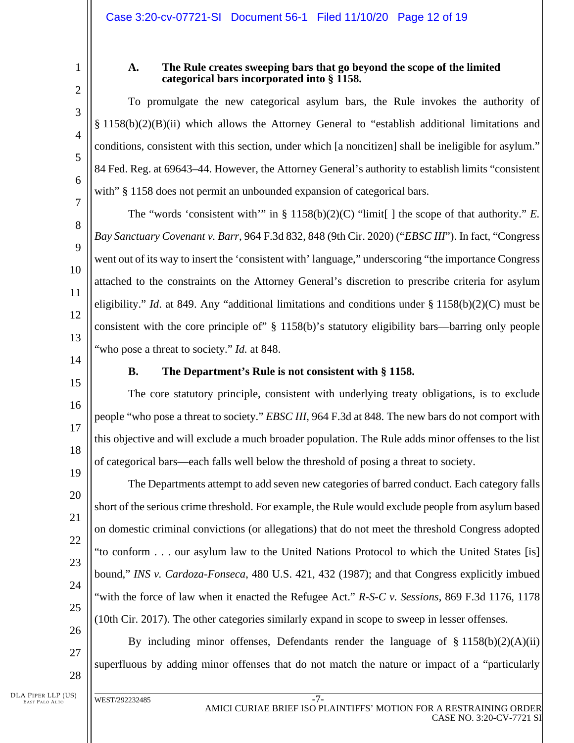### A. The Rule creates sweeping bars that go beyond the scope of the limited categorical bars incorporated into § 1158.

To promulgate the new categorical asylum bars, the Rule invokes the authority of § 1158(b)(2)(B)(ii) which allows the Attorney General to "establish additional limitations and conditions, consistent with this section, under which [a noncitizen] shall be ineligible for asylum." 84 Fed. Reg. at 69643–44. However, the Attorney General's authority to establish limits "consistent with" § 1158 does not permit an unbounded expansion of categorical bars.

The "words 'consistent with'" in § 1158(b)(2)(C) "limit[ ] the scope of that authority." *E. Bay Sanctuary Covenant v. Barr*, 964 F.3d 832, 848 (9th Cir. 2020) ("*EBSC III*"). In fact, "Congress went out of its way to insert the 'consistent with' language," underscoring "the importance Congress attached to the constraints on the Attorney General's discretion to prescribe criteria for asylum eligibility." *Id*. at 849. Any "additional limitations and conditions under § 1158(b)(2)(C) must be consistent with the core principle of" § 1158(b)'s statutory eligibility bars—barring only people "who pose a threat to society." *Id.* at 848.

### B. The Department's Rule is not consistent with § 1158.

The core statutory principle, consistent with underlying treaty obligations, is to exclude people "who pose a threat to society." *EBSC III*, 964 F.3d at 848. The new bars do not comport with this objective and will exclude a much broader population. The Rule adds minor offenses to the list of categorical bars—each falls well below the threshold of posing a threat to society.

The Departments attempt to add seven new categories of barred conduct. Each category falls short of the serious crime threshold. For example, the Rule would exclude people from asylum based on domestic criminal convictions (or allegations) that do not meet the threshold Congress adopted "to conform . . . our asylum law to the United Nations Protocol to which the United States [is] bound," *INS v. Cardoza-Fonseca*, 480 U.S. 421, 432 (1987); and that Congress explicitly imbued "with the force of law when it enacted the Refugee Act." *R-S-C v. Sessions*, 869 F.3d 1176, 1178 (10th Cir. 2017). The other categories similarly expand in scope to sweep in lesser offenses.

By including minor offenses, Defendants render the language of § 1158(b)(2)(A)(ii) superfluous by adding minor offenses that do not match the nature or impact of a "particularly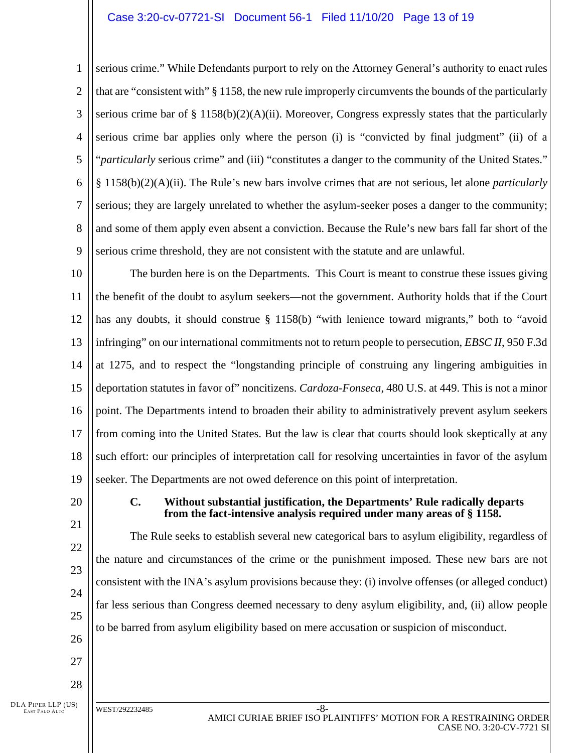serious crime." While Defendants purport to rely on the Attorney General's authority to enact rules that are "consistent with" § 1158, the new rule improperly circumvents the bounds of the particularly serious crime bar of § 1158(b)(2)(A)(ii). Moreover, Congress expressly states that the particularly serious crime bar applies only where the person (i) is "convicted by final judgment" (ii) of a "*particularly* serious crime" and (iii) "constitutes a danger to the community of the United States." § 1158(b)(2)(A)(ii). The Rule's new bars involve crimes that are not serious, let alone *particularly* serious; they are largely unrelated to whether the asylum-seeker poses a danger to the community; and some of them apply even absent a conviction. Because the Rule's new bars fall far short of the serious crime threshold, they are not consistent with the statute and are unlawful.

The burden here is on the Departments. This Court is meant to construe these issues giving the benefit of the doubt to asylum seekers—not the government. Authority holds that if the Court has any doubts, it should construe § 1158(b) "with lenience toward migrants," both to "avoid infringing" on our international commitments not to return people to persecution, *EBSC II*, 950 F.3d at 1275, and to respect the "longstanding principle of construing any lingering ambiguities in deportation statutes in favor of" noncitizens. *Cardoza-Fonseca*, 480 U.S. at 449. This is not a minor point. The Departments intend to broaden their ability to administratively prevent asylum seekers from coming into the United States. But the law is clear that courts should look skeptically at any such effort: our principles of interpretation call for resolving uncertainties in favor of the asylum seeker. The Departments are not owed deference on this point of interpretation.

### C. Without substantial justification, the Departments' Rule radically departs from the fact-intensive analysis required under many areas of § 1158.

The Rule seeks to establish several new categorical bars to asylum eligibility, regardless of the nature and circumstances of the crime or the punishment imposed. These new bars are not consistent with the INA's asylum provisions because they: (i) involve offenses (or alleged conduct) far less serious than Congress deemed necessary to deny asylum eligibility, and, (ii) allow people to be barred from asylum eligibility based on mere accusation or suspicion of misconduct.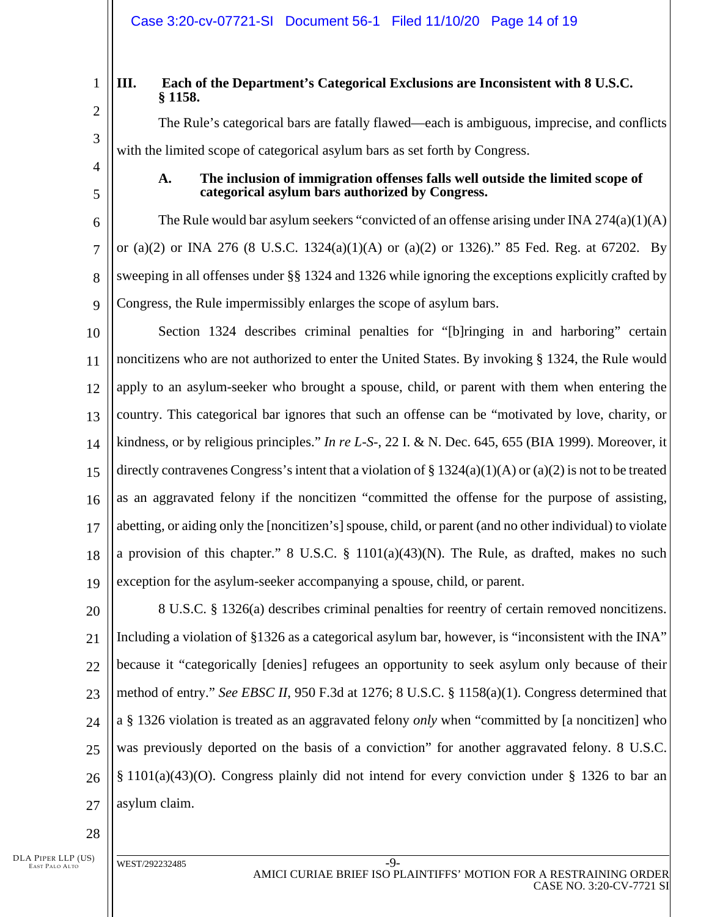## III. Each of the Department's Categorical Exclusions are Inconsistent with 8 U.S.C. § 1158.

The Rule's categorical bars are fatally flawed—each is ambiguous, imprecise, and conflicts with the limited scope of categorical asylum bars as set forth by Congress.

### A. The inclusion of immigration offenses falls well outside the limited scope of categorical asylum bars authorized by Congress.

The Rule would bar asylum seekers "convicted of an offense arising under INA 274(a)(1)(A) or (a)(2) or INA 276 (8 U.S.C. 1324(a)(1)(A) or (a)(2) or 1326)." 85 Fed. Reg. at 67202. By sweeping in all offenses under §§ 1324 and 1326 while ignoring the exceptions explicitly crafted by Congress, the Rule impermissibly enlarges the scope of asylum bars.

Section 1324 describes criminal penalties for "[b]ringing in and harboring" certain noncitizens who are not authorized to enter the United States. By invoking § 1324, the Rule would apply to an asylum-seeker who brought a spouse, child, or parent with them when entering the country. This categorical bar ignores that such an offense can be "motivated by love, charity, or kindness, or by religious principles." *In re L-S-*, 22 I. & N. Dec. 645, 655 (BIA 1999). Moreover, it directly contravenes Congress's intent that a violation of § 1324(a)(1)(A) or (a)(2) is not to be treated as an aggravated felony if the noncitizen "committed the offense for the purpose of assisting, abetting, or aiding only the [noncitizen's] spouse, child, or parent (and no other individual) to violate a provision of this chapter." 8 U.S.C. § 1101(a)(43)(N). The Rule, as drafted, makes no such exception for the asylum-seeker accompanying a spouse, child, or parent.

8 U.S.C. § 1326(a) describes criminal penalties for reentry of certain removed noncitizens. Including a violation of §1326 as a categorical asylum bar, however, is "inconsistent with the INA" because it "categorically [denies] refugees an opportunity to seek asylum only because of their method of entry." *See EBSC II*, 950 F.3d at 1276; 8 U.S.C. § 1158(a)(1). Congress determined that a § 1326 violation is treated as an aggravated felony *only* when "committed by [a noncitizen] who was previously deported on the basis of a conviction" for another aggravated felony. 8 U.S.C. § 1101(a)(43)(O). Congress plainly did not intend for every conviction under § 1326 to bar an asylum claim.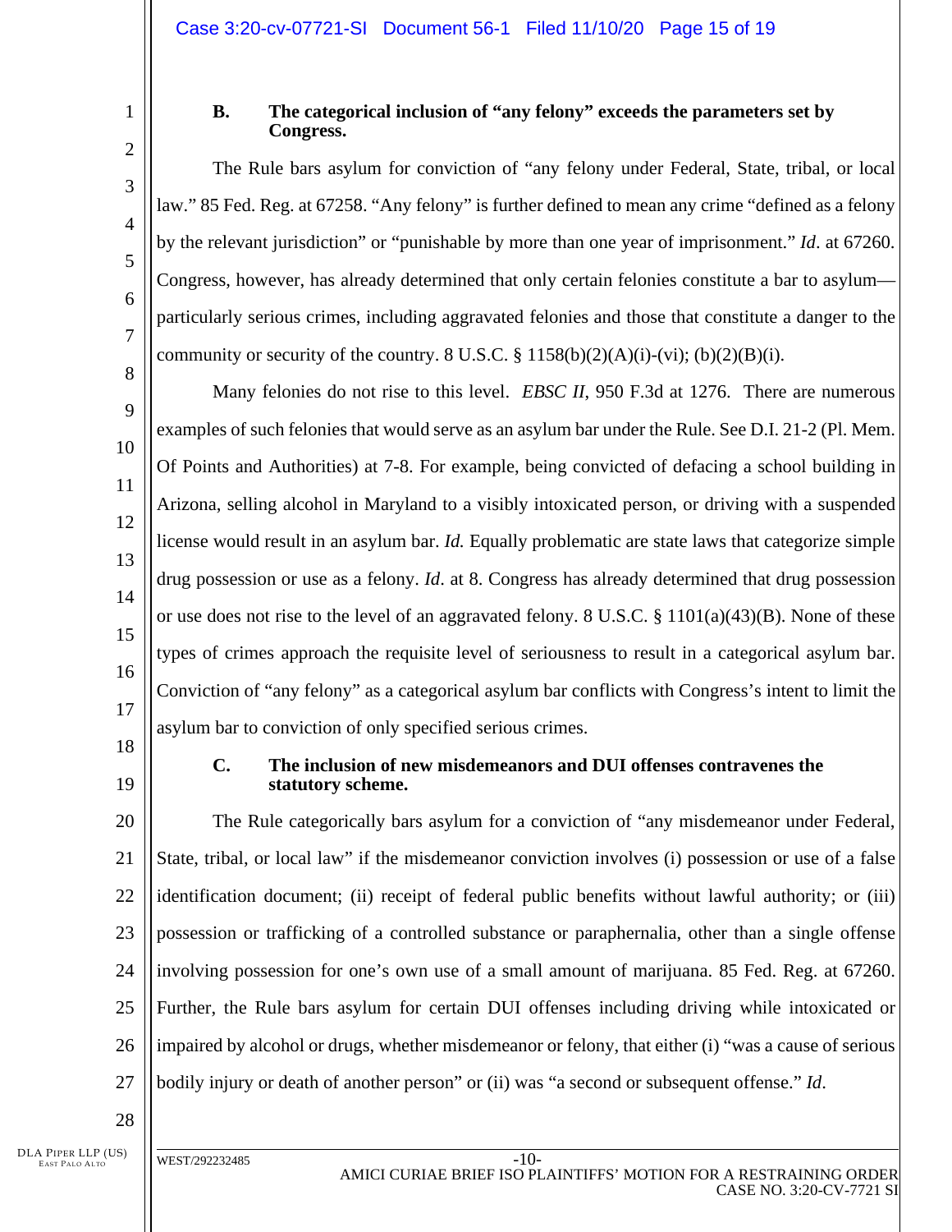### B. The categorical inclusion of "any felony" exceeds the parameters set by Congress.

The Rule bars asylum for conviction of "any felony under Federal, State, tribal, or local law." 85 Fed. Reg. at 67258. "Any felony" is further defined to mean any crime "defined as a felony by the relevant jurisdiction" or "punishable by more than one year of imprisonment." *Id*. at 67260. Congress, however, has already determined that only certain felonies constitute a bar to asylum—particularly serious crimes, including aggravated felonies and those that constitute a danger to the community or security of the country. 8 U.S.C. § 1158(b)(2)(A)(i)-(vi); (b)(2)(B)(i).

Many felonies do not rise to this level. *EBSC II*, 950 F.3d at 1276. There are numerous examples of such felonies that would serve as an asylum bar under the Rule. See D.I. 21-2 (Pl. Mem. Of Points and Authorities) at 7-8. For example, being convicted of defacing a school building in Arizona, selling alcohol in Maryland to a visibly intoxicated person, or driving with a suspended license would result in an asylum bar. *Id.* Equally problematic are state laws that categorize simple drug possession or use as a felony. *Id*. at 8. Congress has already determined that drug possession or use does not rise to the level of an aggravated felony. 8 U.S.C. § 1101(a)(43)(B). None of these types of crimes approach the requisite level of seriousness to result in a categorical asylum bar. Conviction of "any felony" as a categorical asylum bar conflicts with Congress's intent to limit the asylum bar to conviction of only specified serious crimes.

### C. The inclusion of new misdemeanors and DUI offenses contravenes the statutory scheme.

The Rule categorically bars asylum for a conviction of "any misdemeanor under Federal, State, tribal, or local law" if the misdemeanor conviction involves (i) possession or use of a false identification document; (ii) receipt of federal public benefits without lawful authority; or (iii) possession or trafficking of a controlled substance or paraphernalia, other than a single offense involving possession for one's own use of a small amount of marijuana. 85 Fed. Reg. at 67260. Further, the Rule bars asylum for certain DUI offenses including driving while intoxicated or impaired by alcohol or drugs, whether misdemeanor or felony, that either (i) "was a cause of serious bodily injury or death of another person" or (ii) was "a second or subsequent offense." *Id*.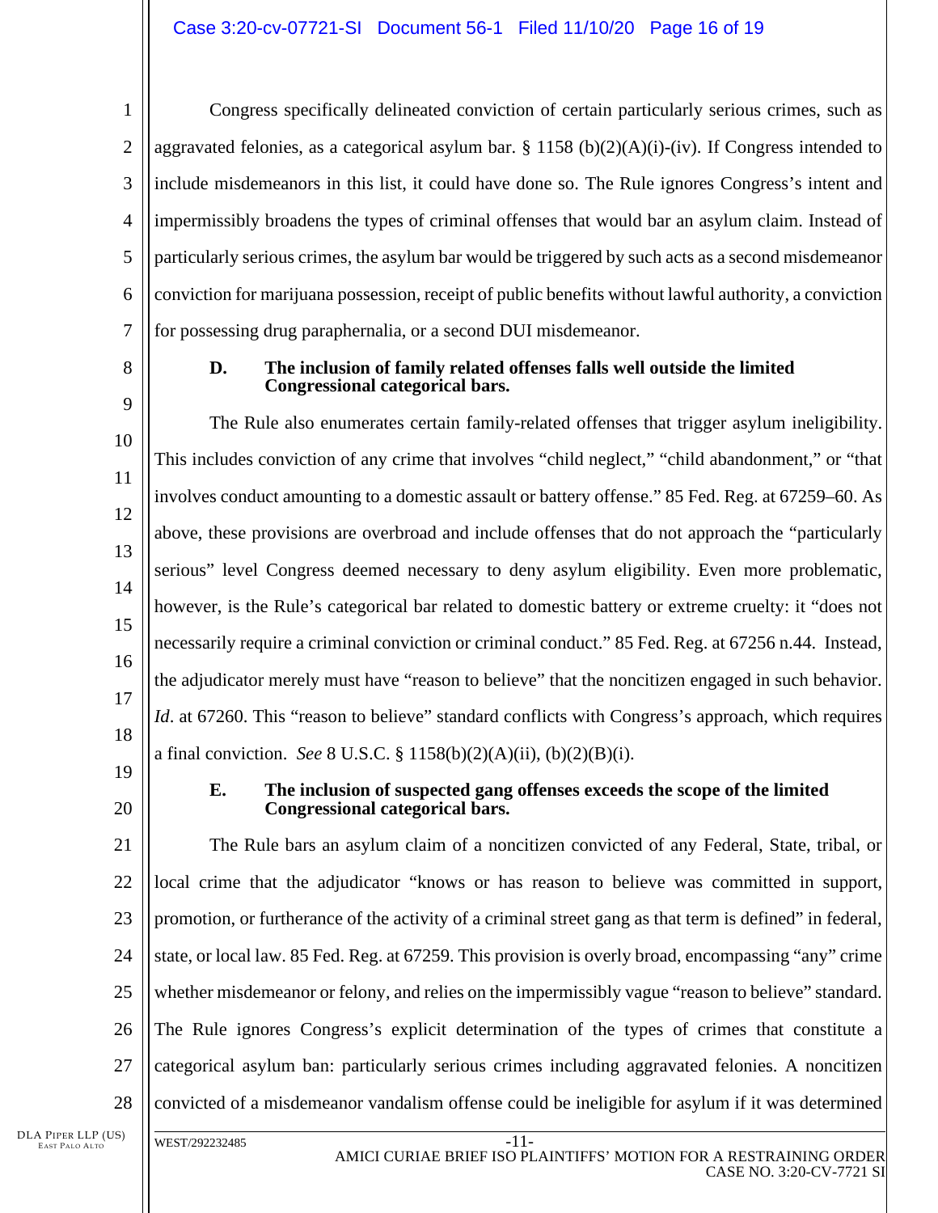Congress specifically delineated conviction of certain particularly serious crimes, such as aggravated felonies, as a categorical asylum bar. § 1158 (b)(2)(A)(i)-(iv). If Congress intended to include misdemeanors in this list, it could have done so. The Rule ignores Congress's intent and impermissibly broadens the types of criminal offenses that would bar an asylum claim. Instead of particularly serious crimes, the asylum bar would be triggered by such acts as a second misdemeanor conviction for marijuana possession, receipt of public benefits without lawful authority, a conviction for possessing drug paraphernalia, or a second DUI misdemeanor.

### D. The inclusion of family related offenses falls well outside the limited Congressional categorical bars.

The Rule also enumerates certain family-related offenses that trigger asylum ineligibility. This includes conviction of any crime that involves "child neglect," "child abandonment," or "that involves conduct amounting to a domestic assault or battery offense." 85 Fed. Reg. at 67259–60. As above, these provisions are overbroad and include offenses that do not approach the "particularly serious" level Congress deemed necessary to deny asylum eligibility. Even more problematic, however, is the Rule's categorical bar related to domestic battery or extreme cruelty: it "does not necessarily require a criminal conviction or criminal conduct." 85 Fed. Reg. at 67256 n.44. Instead, the adjudicator merely must have "reason to believe" that the noncitizen engaged in such behavior. *Id*. at 67260. This "reason to believe" standard conflicts with Congress's approach, which requires a final conviction. *See* 8 U.S.C. § 1158(b)(2)(A)(ii), (b)(2)(B)(i).

### E. The inclusion of suspected gang offenses exceeds the scope of the limited Congressional categorical bars.

The Rule bars an asylum claim of a noncitizen convicted of any Federal, State, tribal, or local crime that the adjudicator "knows or has reason to believe was committed in support, promotion, or furtherance of the activity of a criminal street gang as that term is defined" in federal, state, or local law. 85 Fed. Reg. at 67259. This provision is overly broad, encompassing "any" crime whether misdemeanor or felony, and relies on the impermissibly vague "reason to believe" standard. The Rule ignores Congress's explicit determination of the types of crimes that constitute a categorical asylum ban: particularly serious crimes including aggravated felonies. A noncitizen convicted of a misdemeanor vandalism offense could be ineligible for asylum if it was determined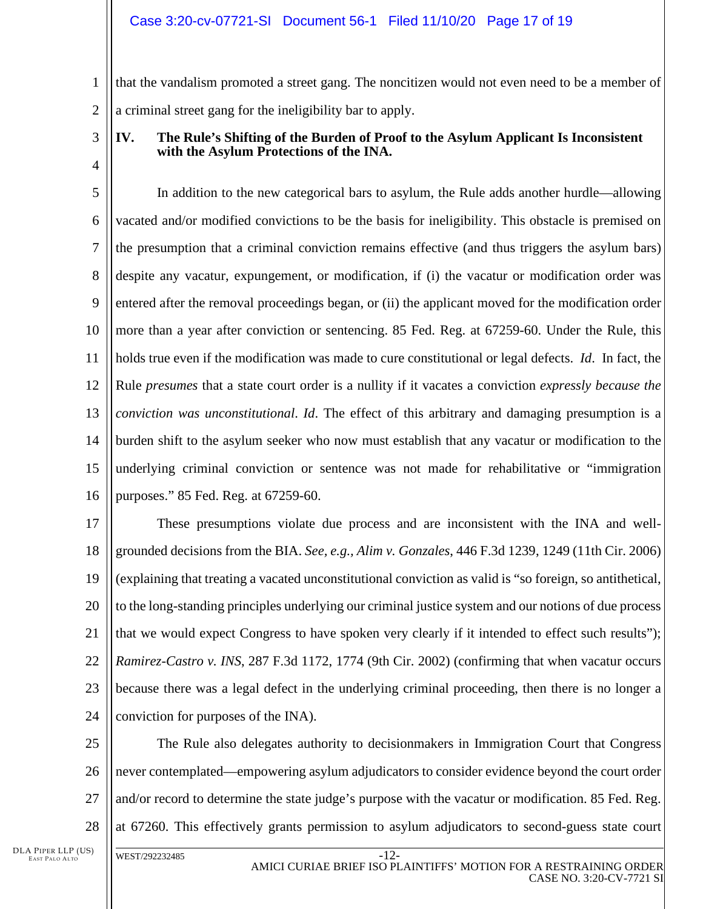that the vandalism promoted a street gang. The noncitizen would not even need to be a member of a criminal street gang for the ineligibility bar to apply.

## IV. The Rule's Shifting of the Burden of Proof to the Asylum Applicant Is Inconsistent with the Asylum Protections of the INA.

In addition to the new categorical bars to asylum, the Rule adds another hurdle—allowing vacated and/or modified convictions to be the basis for ineligibility. This obstacle is premised on the presumption that a criminal conviction remains effective (and thus triggers the asylum bars) despite any vacatur, expungement, or modification, if (i) the vacatur or modification order was entered after the removal proceedings began, or (ii) the applicant moved for the modification order more than a year after conviction or sentencing. 85 Fed. Reg. at 67259-60. Under the Rule, this holds true even if the modification was made to cure constitutional or legal defects. *Id*. In fact, the Rule *presumes* that a state court order is a nullity if it vacates a conviction *expressly because the conviction was unconstitutional*. *Id*. The effect of this arbitrary and damaging presumption is a burden shift to the asylum seeker who now must establish that any vacatur or modification to the underlying criminal conviction or sentence was not made for rehabilitative or "immigration purposes." 85 Fed. Reg. at 67259-60.

These presumptions violate due process and are inconsistent with the INA and well-grounded decisions from the BIA. *See, e.g., Alim v. Gonzales*, 446 F.3d 1239, 1249 (11th Cir. 2006) (explaining that treating a vacated unconstitutional conviction as valid is "so foreign, so antithetical, to the long-standing principles underlying our criminal justice system and our notions of due process that we would expect Congress to have spoken very clearly if it intended to effect such results"); *Ramirez-Castro v. INS*, 287 F.3d 1172, 1774 (9th Cir. 2002) (confirming that when vacatur occurs because there was a legal defect in the underlying criminal proceeding, then there is no longer a conviction for purposes of the INA).

The Rule also delegates authority to decisionmakers in Immigration Court that Congress never contemplated—empowering asylum adjudicators to consider evidence beyond the court order and/or record to determine the state judge's purpose with the vacatur or modification. 85 Fed. Reg. at 67260. This effectively grants permission to asylum adjudicators to second-guess state court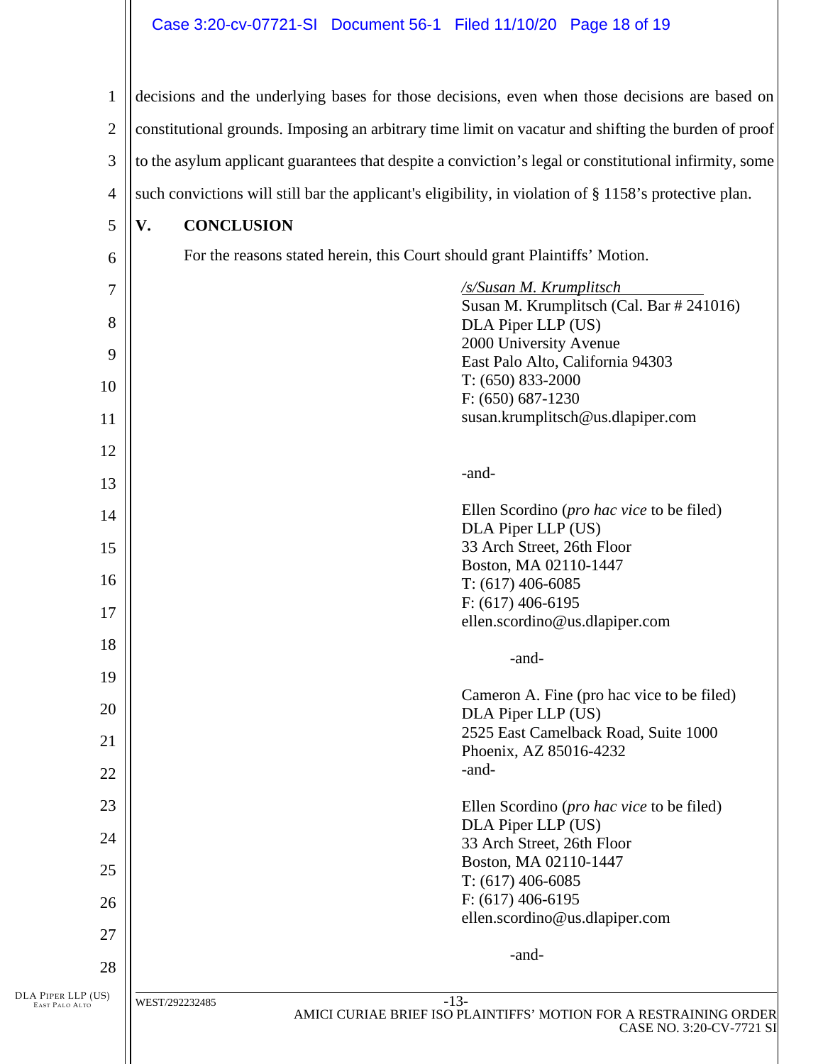decisions and the underlying bases for those decisions, even when those decisions are based on constitutional grounds. Imposing an arbitrary time limit on vacatur and shifting the burden of proof to the asylum applicant guarantees that despite a conviction's legal or constitutional infirmity, some such convictions will still bar the applicant's eligibility, in violation of § 1158's protective plan.

## V. CONCLUSION

For the reasons stated herein, this Court should grant Plaintiffs' Motion.

*/s/Susan M. Krumplitsch*
Susan M. Krumplitsch (Cal. Bar # 241016)
DLA Piper LLP (US)
2000 University Avenue
East Palo Alto, California 94303
T: (650) 833-2000
F: (650) 687-1230
susan.krumplitsch@us.dlapiper.com

-and-

Ellen Scordino (*pro hac vice* to be filed)
DLA Piper LLP (US)
33 Arch Street, 26th Floor
Boston, MA 02110-1447
T: (617) 406-6085
F: (617) 406-6195
ellen.scordino@us.dlapiper.com

-and-

Cameron A. Fine (pro hac vice to be filed)
DLA Piper LLP (US)
2525 East Camelback Road, Suite 1000
Phoenix, AZ 85016-4232
-and-

Ellen Scordino (*pro hac vice* to be filed)
DLA Piper LLP (US)
33 Arch Street, 26th Floor
Boston, MA 02110-1447
T: (617) 406-6085
F: (617) 406-6195
ellen.scordino@us.dlapiper.com

-and-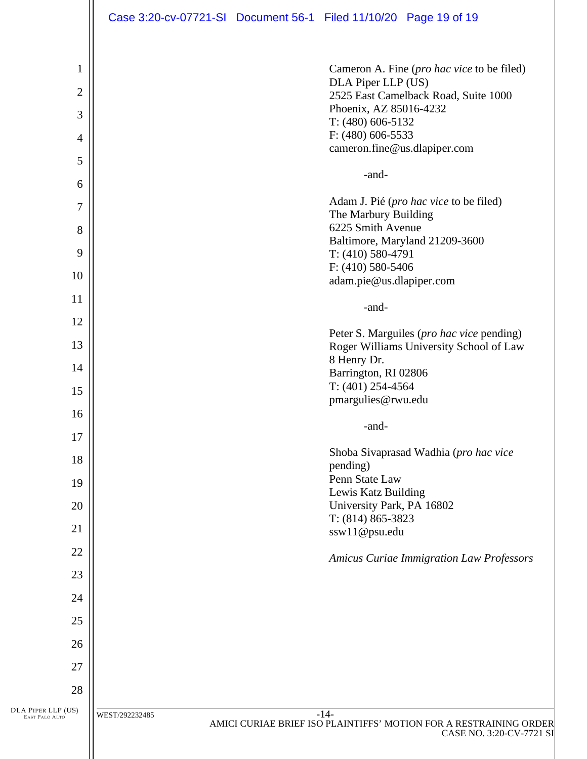Cameron A. Fine (*pro hac vice* to be filed)
DLA Piper LLP (US)
2525 East Camelback Road, Suite 1000
Phoenix, AZ 85016-4232
T: (480) 606-5132
F: (480) 606-5533
cameron.fine@us.dlapiper.com

-and-

Adam J. Pié (*pro hac vice* to be filed)
The Marbury Building
6225 Smith Avenue
Baltimore, Maryland 21209-3600
T: (410) 580-4791
F: (410) 580-5406
adam.pie@us.dlapiper.com

-and-

Peter S. Marguiles (*pro hac vice* pending)
Roger Williams University School of Law
8 Henry Dr.
Barrington, RI 02806
T: (401) 254-4564
pmargulies@rwu.edu

-and-

Shoba Sivaprasad Wadhia (*pro hac vice* pending)
Penn State Law
Lewis Katz Building
University Park, PA 16802
T: (814) 865-3823
ssw11@psu.edu

*Amicus Curiae Immigration Law Professors*